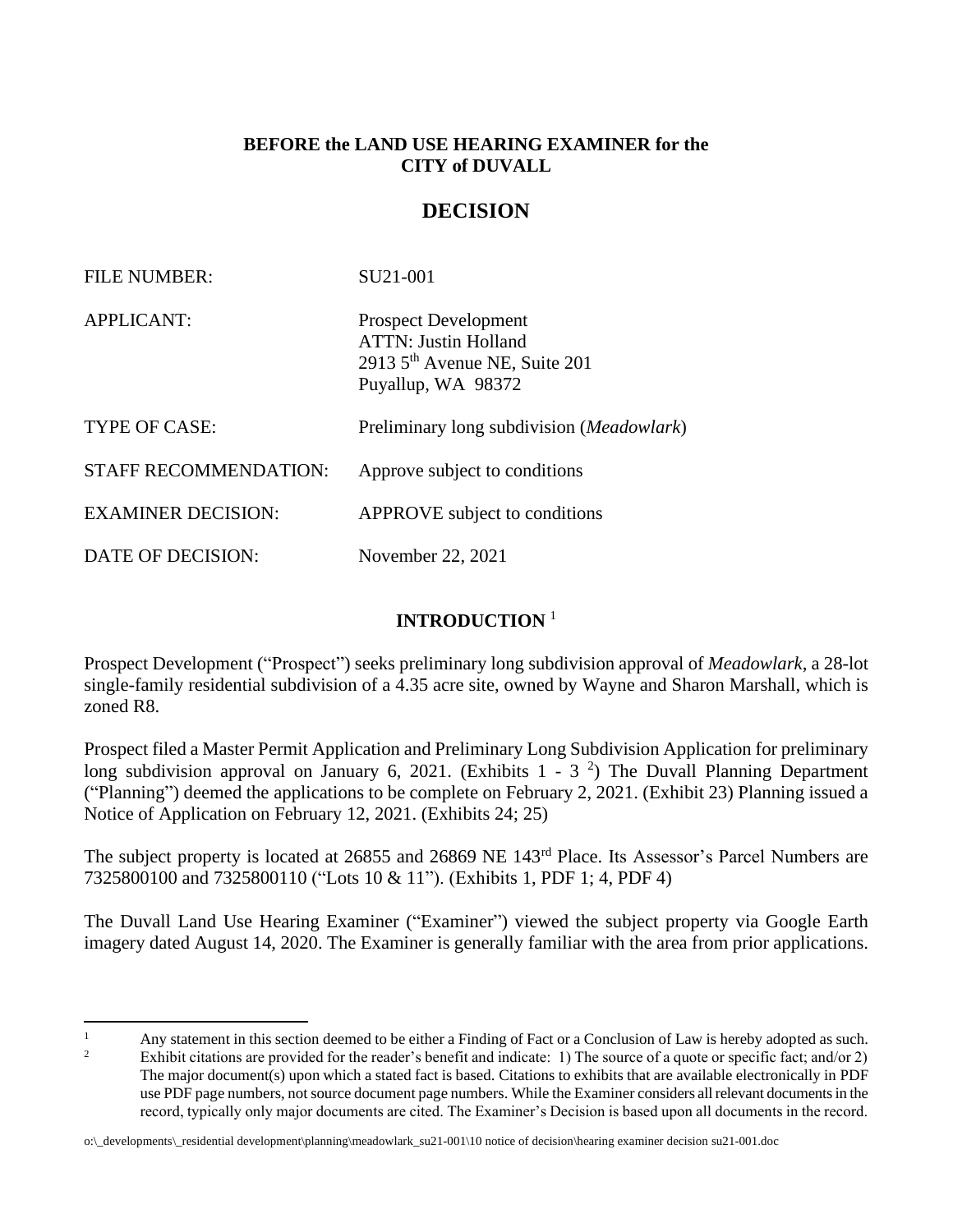**BEFORE the LAND USE HEARING EXAMINER for the CITY of DUVALL**

# DECISION

| | |
|---|---|
| FILE NUMBER: | SU21-001 |
| APPLICANT: | Prospect Development<br>ATTN: Justin Holland<br>2913 5th Avenue NE, Suite 201<br>Puyallup, WA 98372 |
| TYPE OF CASE: | Preliminary long subdivision (*Meadowlark*) |
| STAFF RECOMMENDATION: | Approve subject to conditions |
| EXAMINER DECISION: | APPROVE subject to conditions |
| DATE OF DECISION: | November 22, 2021 |

## INTRODUCTION [1]

Prospect Development ("Prospect") seeks preliminary long subdivision approval of *Meadowlark*, a 28-lot single-family residential subdivision of a 4.35 acre site, owned by Wayne and Sharon Marshall, which is zoned R8.

Prospect filed a Master Permit Application and Preliminary Long Subdivision Application for preliminary long subdivision approval on January 6, 2021. (Exhibits 1 - 3 [2]) The Duvall Planning Department ("Planning") deemed the applications to be complete on February 2, 2021. (Exhibit 23) Planning issued a Notice of Application on February 12, 2021. (Exhibits 24; 25)

The subject property is located at 26855 and 26869 NE 143rd Place. Its Assessor's Parcel Numbers are 7325800100 and 7325800110 ("Lots 10 & 11"). (Exhibits 1, PDF 1; 4, PDF 4)

The Duvall Land Use Hearing Examiner ("Examiner") viewed the subject property via Google Earth imagery dated August 14, 2020. The Examiner is generally familiar with the area from prior applications.

---

[1] Any statement in this section deemed to be either a Finding of Fact or a Conclusion of Law is hereby adopted as such.

[2] Exhibit citations are provided for the reader's benefit and indicate: 1) The source of a quote or specific fact; and/or 2) The major document(s) upon which a stated fact is based. Citations to exhibits that are available electronically in PDF use PDF page numbers, not source document page numbers. While the Examiner considers all relevant documents in the record, typically only major documents are cited. The Examiner's Decision is based upon all documents in the record.

o:\_developments\_residential development\planning\meadowlark_su21-001\10 notice of decision\hearing examiner decision su21-001.doc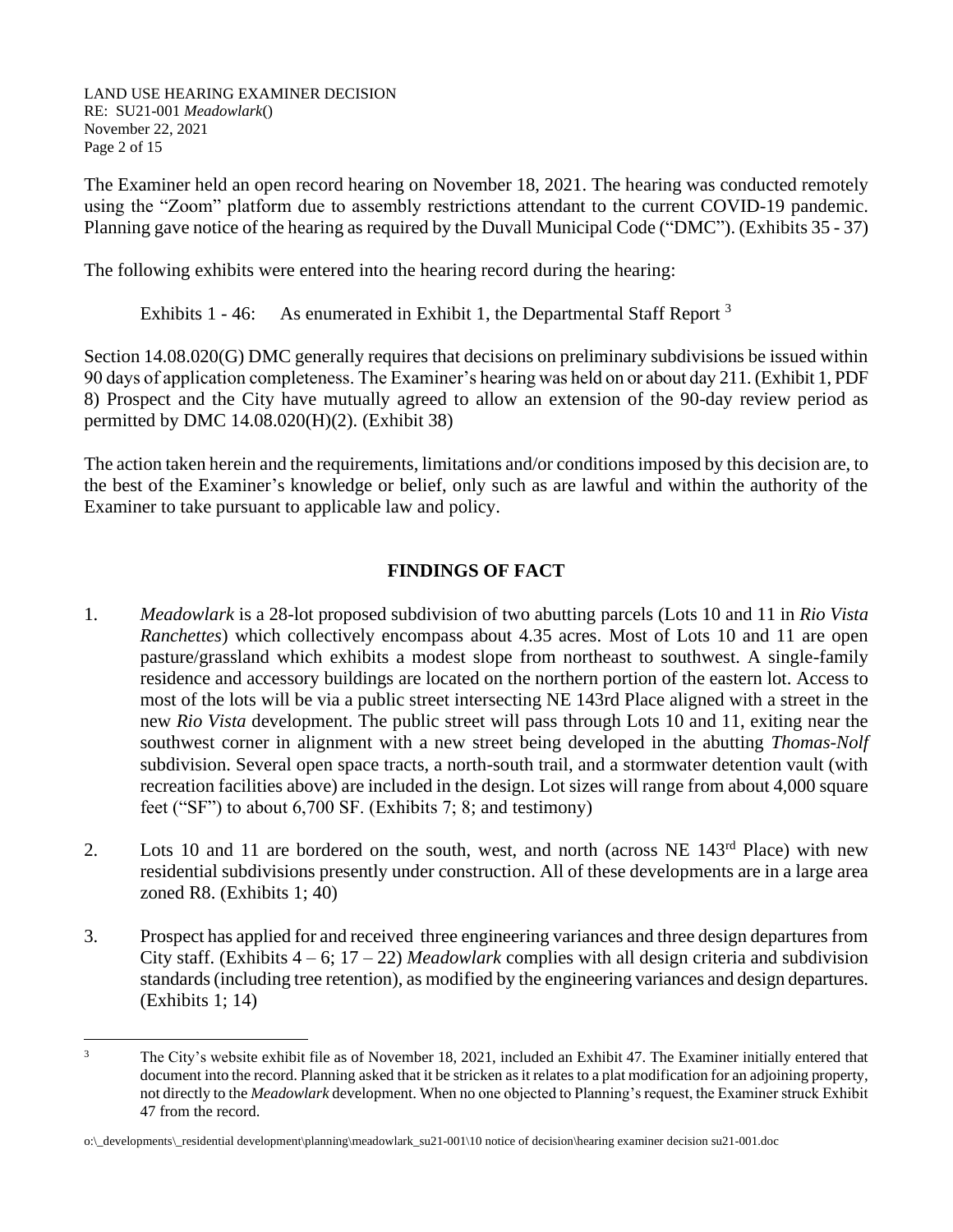The Examiner held an open record hearing on November 18, 2021. The hearing was conducted remotely using the "Zoom" platform due to assembly restrictions attendant to the current COVID-19 pandemic. Planning gave notice of the hearing as required by the Duvall Municipal Code ("DMC"). (Exhibits 35 - 37)

The following exhibits were entered into the hearing record during the hearing:

Exhibits 1 - 46: As enumerated in Exhibit 1, the Departmental Staff Report [3]

Section 14.08.020(G) DMC generally requires that decisions on preliminary subdivisions be issued within 90 days of application completeness. The Examiner's hearing was held on or about day 211. (Exhibit 1, PDF 8) Prospect and the City have mutually agreed to allow an extension of the 90-day review period as permitted by DMC 14.08.020(H)(2). (Exhibit 38)

The action taken herein and the requirements, limitations and/or conditions imposed by this decision are, to the best of the Examiner's knowledge or belief, only such as are lawful and within the authority of the Examiner to take pursuant to applicable law and policy.

## FINDINGS OF FACT

1. *Meadowlark* is a 28-lot proposed subdivision of two abutting parcels (Lots 10 and 11 in *Rio Vista Ranchettes*) which collectively encompass about 4.35 acres. Most of Lots 10 and 11 are open pasture/grassland which exhibits a modest slope from northeast to southwest. A single-family residence and accessory buildings are located on the northern portion of the eastern lot. Access to most of the lots will be via a public street intersecting NE 143rd Place aligned with a street in the new *Rio Vista* development. The public street will pass through Lots 10 and 11, exiting near the southwest corner in alignment with a new street being developed in the abutting *Thomas-Nolf* subdivision. Several open space tracts, a north-south trail, and a stormwater detention vault (with recreation facilities above) are included in the design. Lot sizes will range from about 4,000 square feet ("SF") to about 6,700 SF. (Exhibits 7; 8; and testimony)

2. Lots 10 and 11 are bordered on the south, west, and north (across NE 143rd Place) with new residential subdivisions presently under construction. All of these developments are in a large area zoned R8. (Exhibits 1; 40)

3. Prospect has applied for and received three engineering variances and three design departures from City staff. (Exhibits 4 – 6; 17 – 22) *Meadowlark* complies with all design criteria and subdivision standards (including tree retention), as modified by the engineering variances and design departures. (Exhibits 1; 14)

---

[3] The City's website exhibit file as of November 18, 2021, included an Exhibit 47. The Examiner initially entered that document into the record. Planning asked that it be stricken as it relates to a plat modification for an adjoining property, not directly to the *Meadowlark* development. When no one objected to Planning's request, the Examiner struck Exhibit 47 from the record.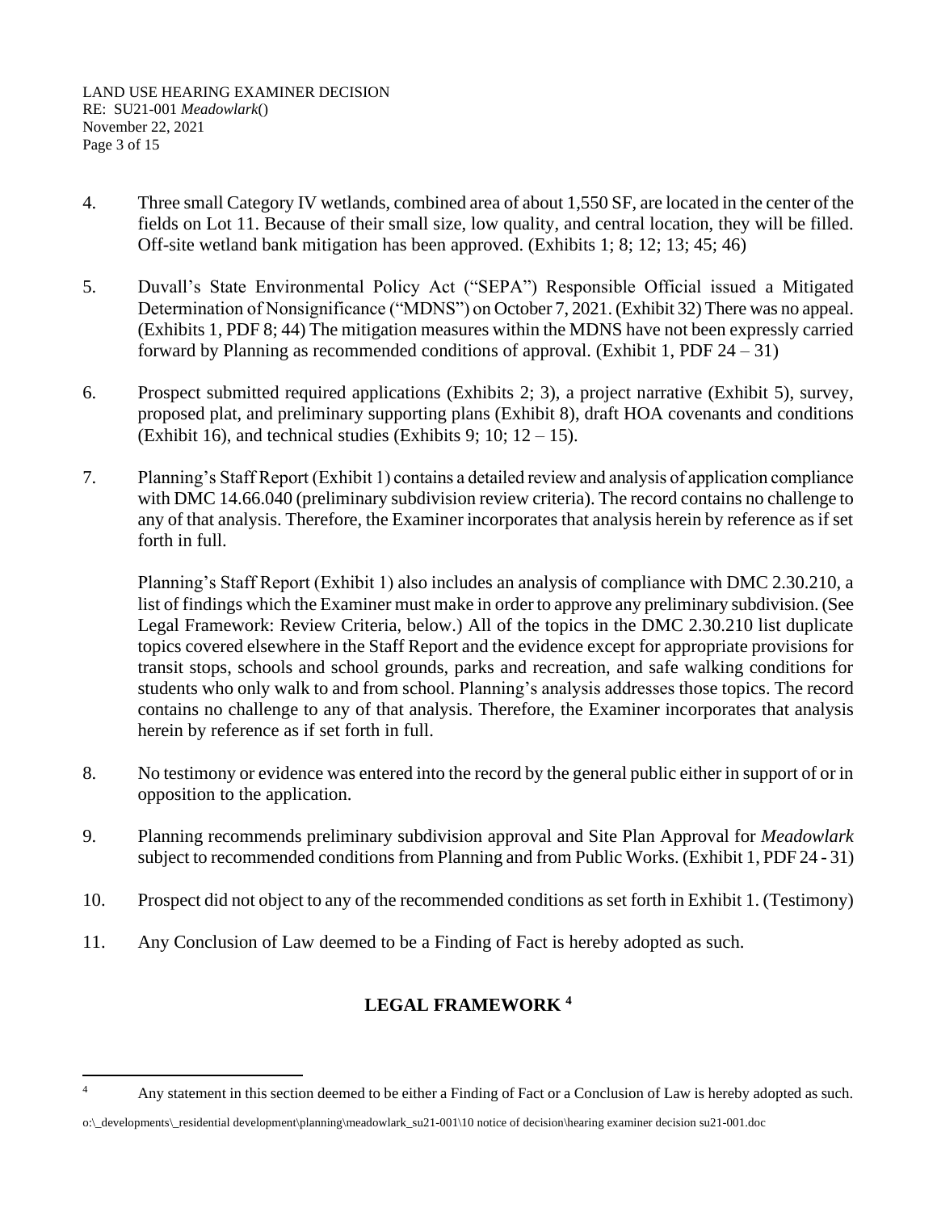4. Three small Category IV wetlands, combined area of about 1,550 SF, are located in the center of the fields on Lot 11. Because of their small size, low quality, and central location, they will be filled. Off-site wetland bank mitigation has been approved. (Exhibits 1; 8; 12; 13; 45; 46)

5. Duvall's State Environmental Policy Act ("SEPA") Responsible Official issued a Mitigated Determination of Nonsignificance ("MDNS") on October 7, 2021. (Exhibit 32) There was no appeal. (Exhibits 1, PDF 8; 44) The mitigation measures within the MDNS have not been expressly carried forward by Planning as recommended conditions of approval. (Exhibit 1, PDF 24 – 31)

6. Prospect submitted required applications (Exhibits 2; 3), a project narrative (Exhibit 5), survey, proposed plat, and preliminary supporting plans (Exhibit 8), draft HOA covenants and conditions (Exhibit 16), and technical studies (Exhibits 9; 10; 12 – 15).

7. Planning's Staff Report (Exhibit 1) contains a detailed review and analysis of application compliance with DMC 14.66.040 (preliminary subdivision review criteria). The record contains no challenge to any of that analysis. Therefore, the Examiner incorporates that analysis herein by reference as if set forth in full.

   Planning's Staff Report (Exhibit 1) also includes an analysis of compliance with DMC 2.30.210, a list of findings which the Examiner must make in order to approve any preliminary subdivision. (See Legal Framework: Review Criteria, below.) All of the topics in the DMC 2.30.210 list duplicate topics covered elsewhere in the Staff Report and the evidence except for appropriate provisions for transit stops, schools and school grounds, parks and recreation, and safe walking conditions for students who only walk to and from school. Planning's analysis addresses those topics. The record contains no challenge to any of that analysis. Therefore, the Examiner incorporates that analysis herein by reference as if set forth in full.

8. No testimony or evidence was entered into the record by the general public either in support of or in opposition to the application.

9. Planning recommends preliminary subdivision approval and Site Plan Approval for *Meadowlark* subject to recommended conditions from Planning and from Public Works. (Exhibit 1, PDF 24 - 31)

10. Prospect did not object to any of the recommended conditions as set forth in Exhibit 1. (Testimony)

11. Any Conclusion of Law deemed to be a Finding of Fact is hereby adopted as such.

## LEGAL FRAMEWORK [4]

[4] Any statement in this section deemed to be either a Finding of Fact or a Conclusion of Law is hereby adopted as such.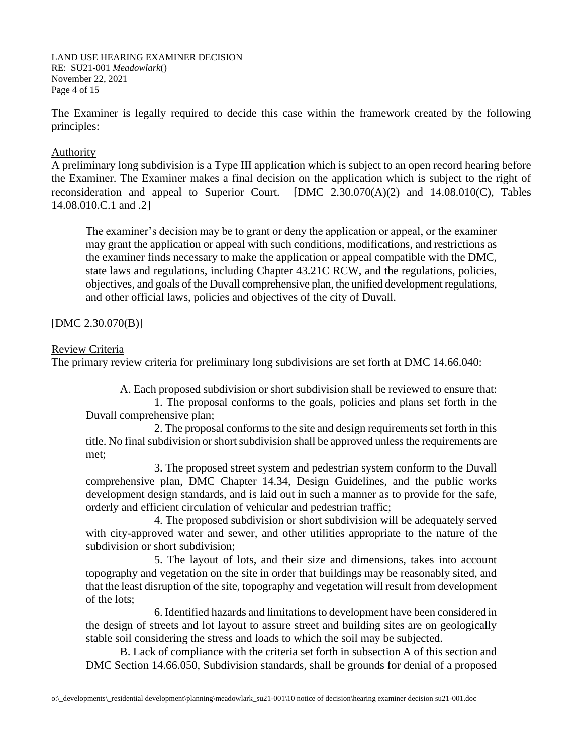The Examiner is legally required to decide this case within the framework created by the following principles:

Authority

A preliminary long subdivision is a Type III application which is subject to an open record hearing before the Examiner. The Examiner makes a final decision on the application which is subject to the right of reconsideration and appeal to Superior Court. [DMC 2.30.070(A)(2) and 14.08.010(C), Tables 14.08.010.C.1 and .2]

> The examiner's decision may be to grant or deny the application or appeal, or the examiner may grant the application or appeal with such conditions, modifications, and restrictions as the examiner finds necessary to make the application or appeal compatible with the DMC, state laws and regulations, including Chapter 43.21C RCW, and the regulations, policies, objectives, and goals of the Duvall comprehensive plan, the unified development regulations, and other official laws, policies and objectives of the city of Duvall.

[DMC 2.30.070(B)]

Review Criteria

The primary review criteria for preliminary long subdivisions are set forth at DMC 14.66.040:

> A. Each proposed subdivision or short subdivision shall be reviewed to ensure that:
>
> 1. The proposal conforms to the goals, policies and plans set forth in the Duvall comprehensive plan;
>
> 2. The proposal conforms to the site and design requirements set forth in this title. No final subdivision or short subdivision shall be approved unless the requirements are met;
>
> 3. The proposed street system and pedestrian system conform to the Duvall comprehensive plan, DMC Chapter 14.34, Design Guidelines, and the public works development design standards, and is laid out in such a manner as to provide for the safe, orderly and efficient circulation of vehicular and pedestrian traffic;
>
> 4. The proposed subdivision or short subdivision will be adequately served with city-approved water and sewer, and other utilities appropriate to the nature of the subdivision or short subdivision;
>
> 5. The layout of lots, and their size and dimensions, takes into account topography and vegetation on the site in order that buildings may be reasonably sited, and that the least disruption of the site, topography and vegetation will result from development of the lots;
>
> 6. Identified hazards and limitations to development have been considered in the design of streets and lot layout to assure street and building sites are on geologically stable soil considering the stress and loads to which the soil may be subjected.
>
> B. Lack of compliance with the criteria set forth in subsection A of this section and DMC Section 14.66.050, Subdivision standards, shall be grounds for denial of a proposed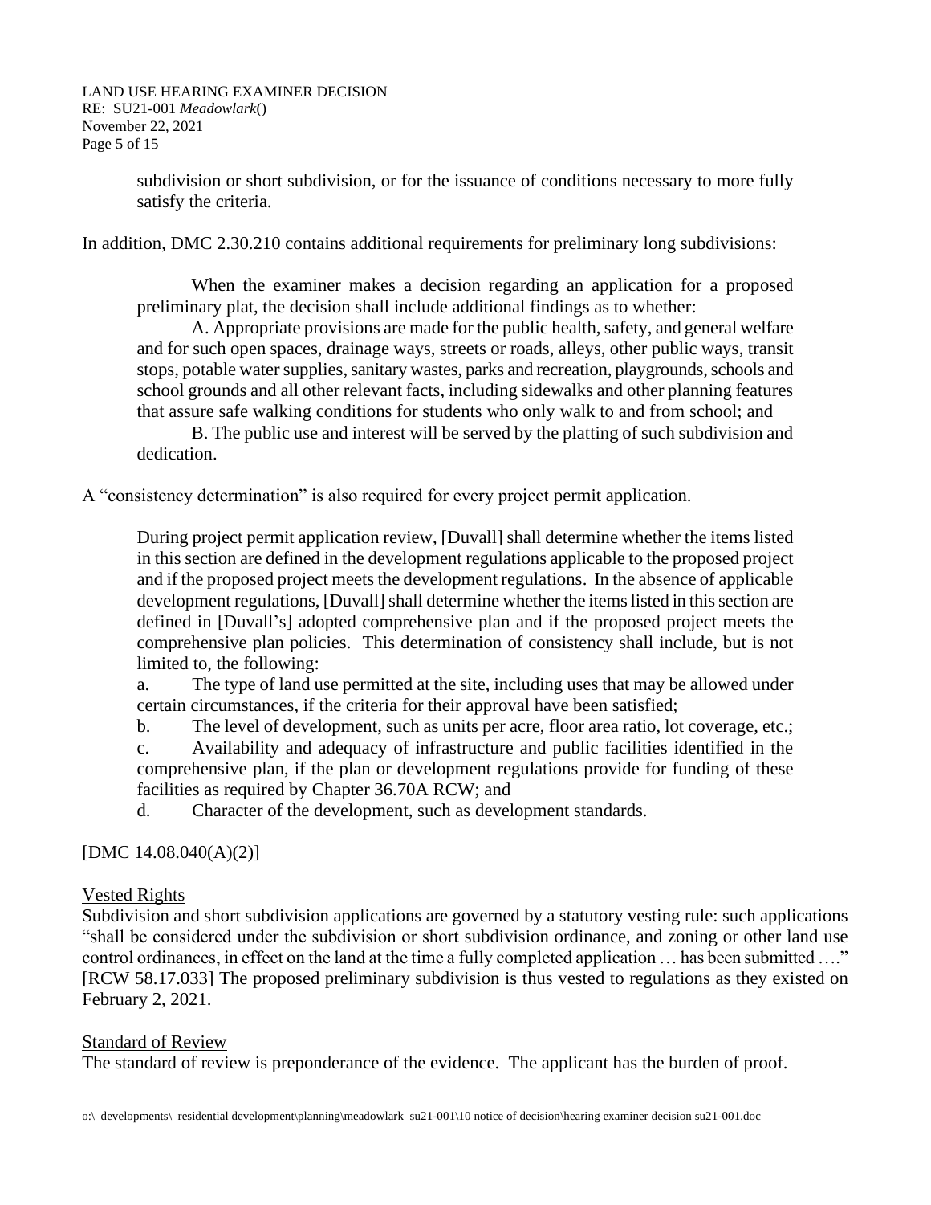subdivision or short subdivision, or for the issuance of conditions necessary to more fully satisfy the criteria.

In addition, DMC 2.30.210 contains additional requirements for preliminary long subdivisions:

> When the examiner makes a decision regarding an application for a proposed preliminary plat, the decision shall include additional findings as to whether:
>
> A. Appropriate provisions are made for the public health, safety, and general welfare and for such open spaces, drainage ways, streets or roads, alleys, other public ways, transit stops, potable water supplies, sanitary wastes, parks and recreation, playgrounds, schools and school grounds and all other relevant facts, including sidewalks and other planning features that assure safe walking conditions for students who only walk to and from school; and
>
> B. The public use and interest will be served by the platting of such subdivision and dedication.

A "consistency determination" is also required for every project permit application.

> During project permit application review, [Duvall] shall determine whether the items listed in this section are defined in the development regulations applicable to the proposed project and if the proposed project meets the development regulations. In the absence of applicable development regulations, [Duvall] shall determine whether the items listed in this section are defined in [Duvall's] adopted comprehensive plan and if the proposed project meets the comprehensive plan policies. This determination of consistency shall include, but is not limited to, the following:
>
> a. The type of land use permitted at the site, including uses that may be allowed under certain circumstances, if the criteria for their approval have been satisfied;
>
> b. The level of development, such as units per acre, floor area ratio, lot coverage, etc.;
>
> c. Availability and adequacy of infrastructure and public facilities identified in the comprehensive plan, if the plan or development regulations provide for funding of these facilities as required by Chapter 36.70A RCW; and
>
> d. Character of the development, such as development standards.

[DMC 14.08.040(A)(2)]

## Vested Rights

Subdivision and short subdivision applications are governed by a statutory vesting rule: such applications "shall be considered under the subdivision or short subdivision ordinance, and zoning or other land use control ordinances, in effect on the land at the time a fully completed application … has been submitted …." [RCW 58.17.033] The proposed preliminary subdivision is thus vested to regulations as they existed on February 2, 2021.

## Standard of Review

The standard of review is preponderance of the evidence. The applicant has the burden of proof.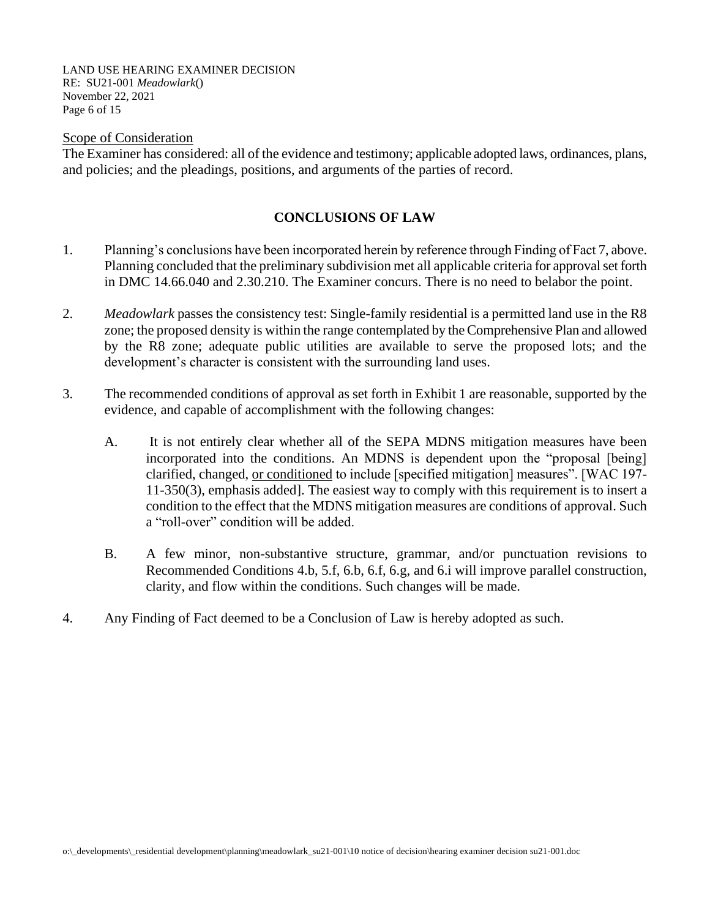Scope of Consideration

The Examiner has considered: all of the evidence and testimony; applicable adopted laws, ordinances, plans, and policies; and the pleadings, positions, and arguments of the parties of record.

## CONCLUSIONS OF LAW

1. Planning's conclusions have been incorporated herein by reference through Finding of Fact 7, above. Planning concluded that the preliminary subdivision met all applicable criteria for approval set forth in DMC 14.66.040 and 2.30.210. The Examiner concurs. There is no need to belabor the point.

2. *Meadowlark* passes the consistency test: Single-family residential is a permitted land use in the R8 zone; the proposed density is within the range contemplated by the Comprehensive Plan and allowed by the R8 zone; adequate public utilities are available to serve the proposed lots; and the development's character is consistent with the surrounding land uses.

3. The recommended conditions of approval as set forth in Exhibit 1 are reasonable, supported by the evidence, and capable of accomplishment with the following changes:

   A. It is not entirely clear whether all of the SEPA MDNS mitigation measures have been incorporated into the conditions. An MDNS is dependent upon the "proposal [being] clarified, changed, <u>or conditioned</u> to include [specified mitigation] measures". [WAC 197-11-350(3), emphasis added]. The easiest way to comply with this requirement is to insert a condition to the effect that the MDNS mitigation measures are conditions of approval. Such a "roll-over" condition will be added.

   B. A few minor, non-substantive structure, grammar, and/or punctuation revisions to Recommended Conditions 4.b, 5.f, 6.b, 6.f, 6.g, and 6.i will improve parallel construction, clarity, and flow within the conditions. Such changes will be made.

4. Any Finding of Fact deemed to be a Conclusion of Law is hereby adopted as such.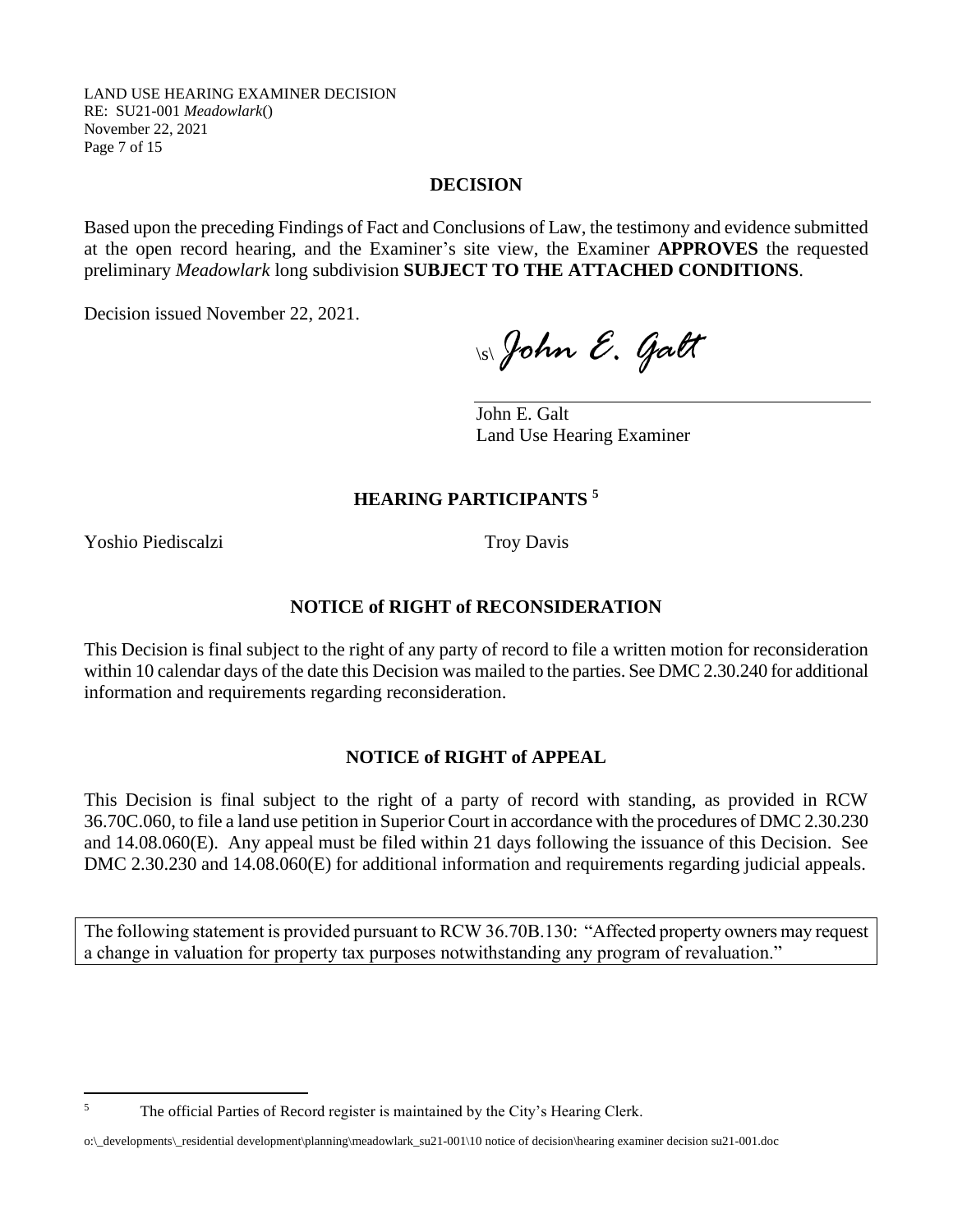## DECISION

Based upon the preceding Findings of Fact and Conclusions of Law, the testimony and evidence submitted at the open record hearing, and the Examiner's site view, the Examiner **APPROVES** the requested preliminary *Meadowlark* long subdivision **SUBJECT TO THE ATTACHED CONDITIONS**.

Decision issued November 22, 2021.

\s\ *John E. Galt*

John E. Galt
Land Use Hearing Examiner

## HEARING PARTICIPANTS [5]

Yoshio Piediscalzi

Troy Davis

## NOTICE of RIGHT of RECONSIDERATION

This Decision is final subject to the right of any party of record to file a written motion for reconsideration within 10 calendar days of the date this Decision was mailed to the parties. See DMC 2.30.240 for additional information and requirements regarding reconsideration.

## NOTICE of RIGHT of APPEAL

This Decision is final subject to the right of a party of record with standing, as provided in RCW 36.70C.060, to file a land use petition in Superior Court in accordance with the procedures of DMC 2.30.230 and 14.08.060(E). Any appeal must be filed within 21 days following the issuance of this Decision. See DMC 2.30.230 and 14.08.060(E) for additional information and requirements regarding judicial appeals.

The following statement is provided pursuant to RCW 36.70B.130: "Affected property owners may request a change in valuation for property tax purposes notwithstanding any program of revaluation."

---

[5] The official Parties of Record register is maintained by the City's Hearing Clerk.

o:\_developments\_residential development\planning\meadowlark_su21-001\10 notice of decision\hearing examiner decision su21-001.doc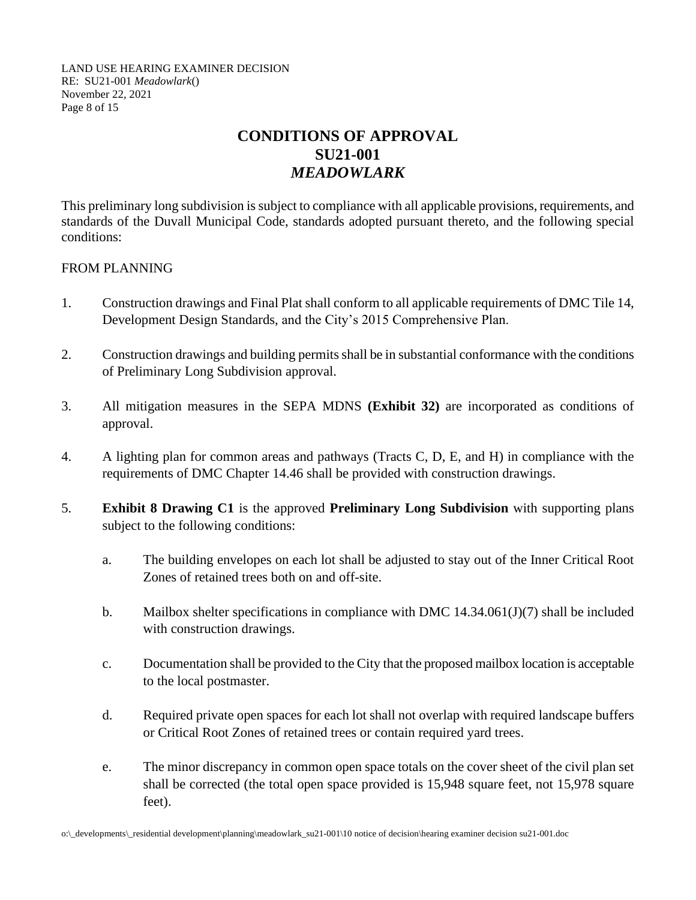# CONDITIONS OF APPROVAL
# SU21-001
# *MEADOWLARK*

This preliminary long subdivision is subject to compliance with all applicable provisions, requirements, and standards of the Duvall Municipal Code, standards adopted pursuant thereto, and the following special conditions:

FROM PLANNING

1. Construction drawings and Final Plat shall conform to all applicable requirements of DMC Tile 14, Development Design Standards, and the City's 2015 Comprehensive Plan.

2. Construction drawings and building permits shall be in substantial conformance with the conditions of Preliminary Long Subdivision approval.

3. All mitigation measures in the SEPA MDNS **(Exhibit 32)** are incorporated as conditions of approval.

4. A lighting plan for common areas and pathways (Tracts C, D, E, and H) in compliance with the requirements of DMC Chapter 14.46 shall be provided with construction drawings.

5. **Exhibit 8 Drawing C1** is the approved **Preliminary Long Subdivision** with supporting plans subject to the following conditions:

   a. The building envelopes on each lot shall be adjusted to stay out of the Inner Critical Root Zones of retained trees both on and off-site.

   b. Mailbox shelter specifications in compliance with DMC 14.34.061(J)(7) shall be included with construction drawings.

   c. Documentation shall be provided to the City that the proposed mailbox location is acceptable to the local postmaster.

   d. Required private open spaces for each lot shall not overlap with required landscape buffers or Critical Root Zones of retained trees or contain required yard trees.

   e. The minor discrepancy in common open space totals on the cover sheet of the civil plan set shall be corrected (the total open space provided is 15,948 square feet, not 15,978 square feet).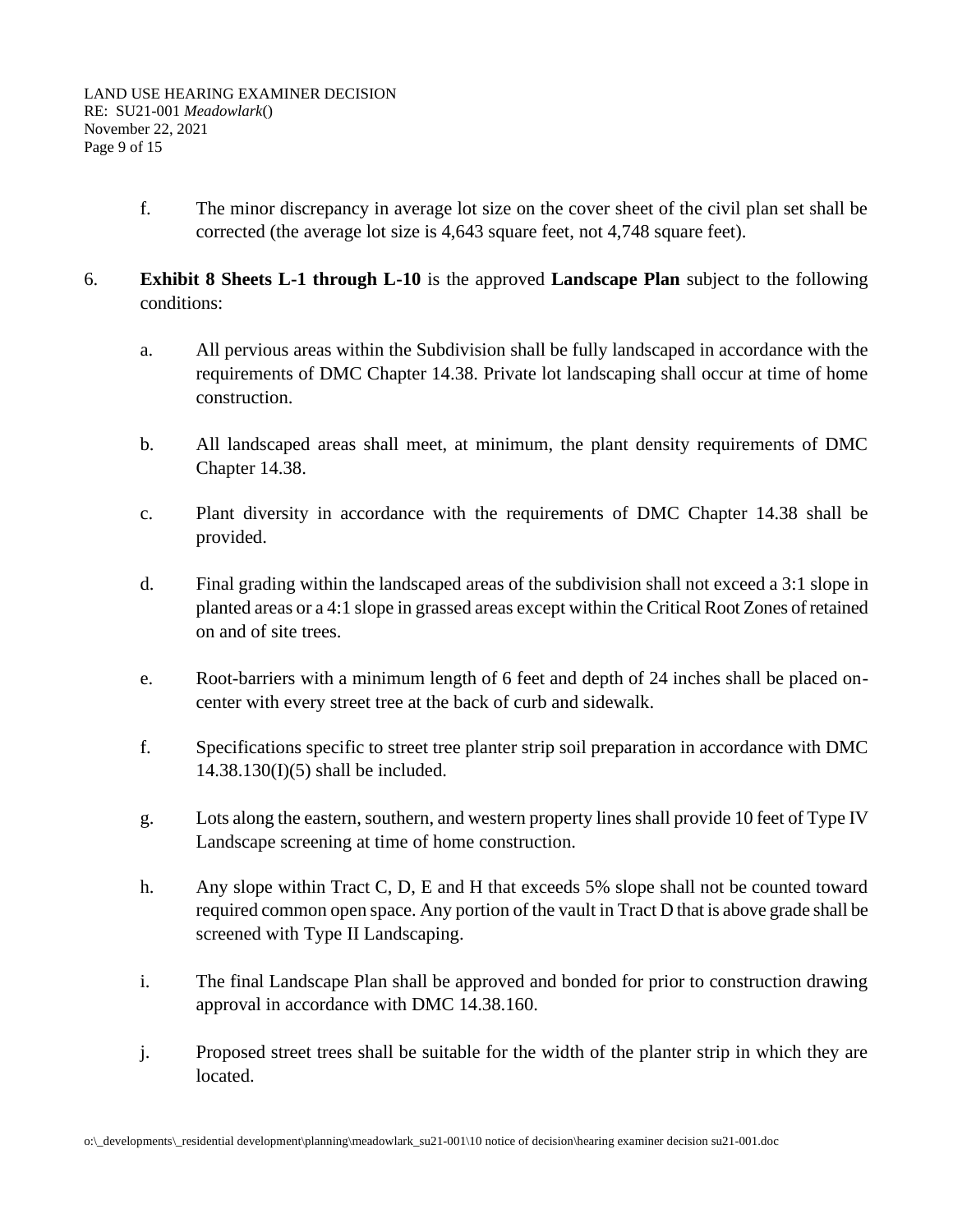f. The minor discrepancy in average lot size on the cover sheet of the civil plan set shall be corrected (the average lot size is 4,643 square feet, not 4,748 square feet).

6. **Exhibit 8 Sheets L-1 through L-10** is the approved **Landscape Plan** subject to the following conditions:

   a. All pervious areas within the Subdivision shall be fully landscaped in accordance with the requirements of DMC Chapter 14.38. Private lot landscaping shall occur at time of home construction.

   b. All landscaped areas shall meet, at minimum, the plant density requirements of DMC Chapter 14.38.

   c. Plant diversity in accordance with the requirements of DMC Chapter 14.38 shall be provided.

   d. Final grading within the landscaped areas of the subdivision shall not exceed a 3:1 slope in planted areas or a 4:1 slope in grassed areas except within the Critical Root Zones of retained on and of site trees.

   e. Root-barriers with a minimum length of 6 feet and depth of 24 inches shall be placed on-center with every street tree at the back of curb and sidewalk.

   f. Specifications specific to street tree planter strip soil preparation in accordance with DMC 14.38.130(I)(5) shall be included.

   g. Lots along the eastern, southern, and western property lines shall provide 10 feet of Type IV Landscape screening at time of home construction.

   h. Any slope within Tract C, D, E and H that exceeds 5% slope shall not be counted toward required common open space. Any portion of the vault in Tract D that is above grade shall be screened with Type II Landscaping.

   i. The final Landscape Plan shall be approved and bonded for prior to construction drawing approval in accordance with DMC 14.38.160.

   j. Proposed street trees shall be suitable for the width of the planter strip in which they are located.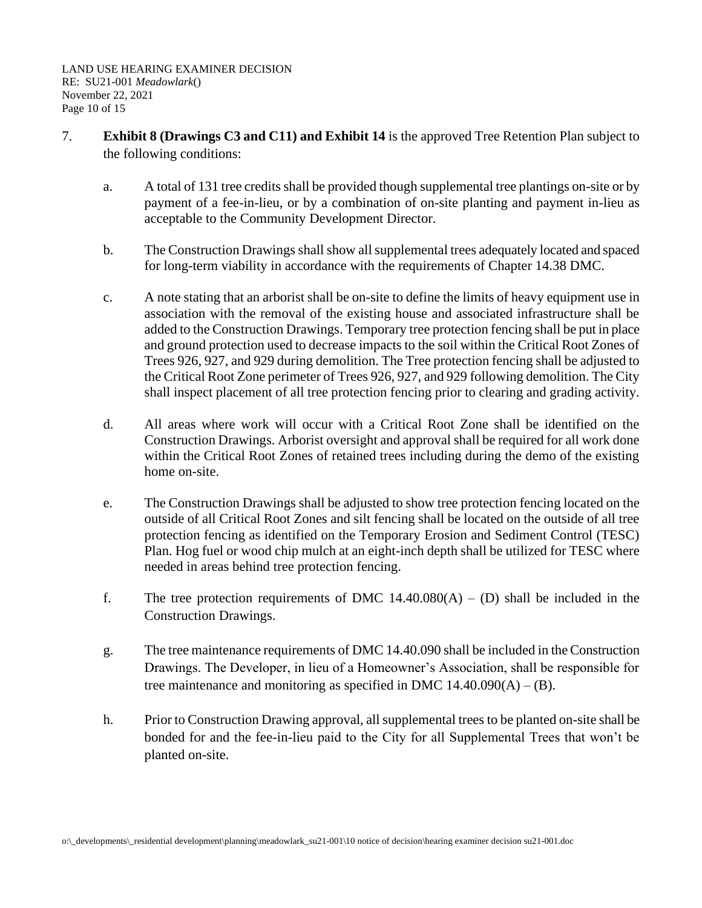7. **Exhibit 8 (Drawings C3 and C11) and Exhibit 14** is the approved Tree Retention Plan subject to the following conditions:

   a. A total of 131 tree credits shall be provided though supplemental tree plantings on-site or by payment of a fee-in-lieu, or by a combination of on-site planting and payment in-lieu as acceptable to the Community Development Director.

   b. The Construction Drawings shall show all supplemental trees adequately located and spaced for long-term viability in accordance with the requirements of Chapter 14.38 DMC.

   c. A note stating that an arborist shall be on-site to define the limits of heavy equipment use in association with the removal of the existing house and associated infrastructure shall be added to the Construction Drawings. Temporary tree protection fencing shall be put in place and ground protection used to decrease impacts to the soil within the Critical Root Zones of Trees 926, 927, and 929 during demolition. The Tree protection fencing shall be adjusted to the Critical Root Zone perimeter of Trees 926, 927, and 929 following demolition. The City shall inspect placement of all tree protection fencing prior to clearing and grading activity.

   d. All areas where work will occur with a Critical Root Zone shall be identified on the Construction Drawings. Arborist oversight and approval shall be required for all work done within the Critical Root Zones of retained trees including during the demo of the existing home on-site.

   e. The Construction Drawings shall be adjusted to show tree protection fencing located on the outside of all Critical Root Zones and silt fencing shall be located on the outside of all tree protection fencing as identified on the Temporary Erosion and Sediment Control (TESC) Plan. Hog fuel or wood chip mulch at an eight-inch depth shall be utilized for TESC where needed in areas behind tree protection fencing.

   f. The tree protection requirements of DMC 14.40.080(A) – (D) shall be included in the Construction Drawings.

   g. The tree maintenance requirements of DMC 14.40.090 shall be included in the Construction Drawings. The Developer, in lieu of a Homeowner's Association, shall be responsible for tree maintenance and monitoring as specified in DMC 14.40.090(A) – (B).

   h. Prior to Construction Drawing approval, all supplemental trees to be planted on-site shall be bonded for and the fee-in-lieu paid to the City for all Supplemental Trees that won't be planted on-site.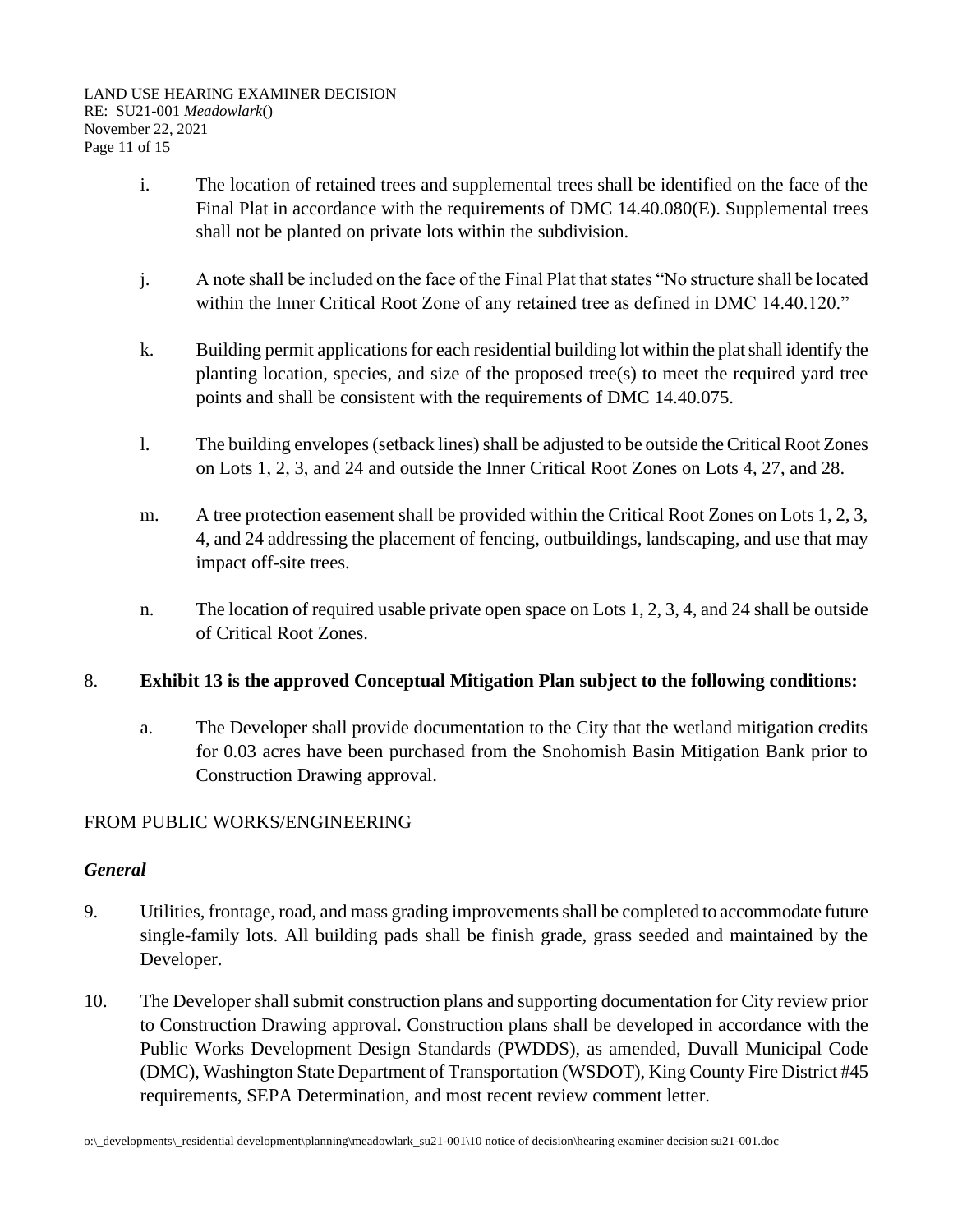i. The location of retained trees and supplemental trees shall be identified on the face of the Final Plat in accordance with the requirements of DMC 14.40.080(E). Supplemental trees shall not be planted on private lots within the subdivision.

j. A note shall be included on the face of the Final Plat that states "No structure shall be located within the Inner Critical Root Zone of any retained tree as defined in DMC 14.40.120."

k. Building permit applications for each residential building lot within the plat shall identify the planting location, species, and size of the proposed tree(s) to meet the required yard tree points and shall be consistent with the requirements of DMC 14.40.075.

l. The building envelopes (setback lines) shall be adjusted to be outside the Critical Root Zones on Lots 1, 2, 3, and 24 and outside the Inner Critical Root Zones on Lots 4, 27, and 28.

m. A tree protection easement shall be provided within the Critical Root Zones on Lots 1, 2, 3, 4, and 24 addressing the placement of fencing, outbuildings, landscaping, and use that may impact off-site trees.

n. The location of required usable private open space on Lots 1, 2, 3, 4, and 24 shall be outside of Critical Root Zones.

8. **Exhibit 13 is the approved Conceptual Mitigation Plan subject to the following conditions:**

   a. The Developer shall provide documentation to the City that the wetland mitigation credits for 0.03 acres have been purchased from the Snohomish Basin Mitigation Bank prior to Construction Drawing approval.

FROM PUBLIC WORKS/ENGINEERING

***General***

9. Utilities, frontage, road, and mass grading improvements shall be completed to accommodate future single-family lots. All building pads shall be finish grade, grass seeded and maintained by the Developer.

10. The Developer shall submit construction plans and supporting documentation for City review prior to Construction Drawing approval. Construction plans shall be developed in accordance with the Public Works Development Design Standards (PWDDS), as amended, Duvall Municipal Code (DMC), Washington State Department of Transportation (WSDOT), King County Fire District #45 requirements, SEPA Determination, and most recent review comment letter.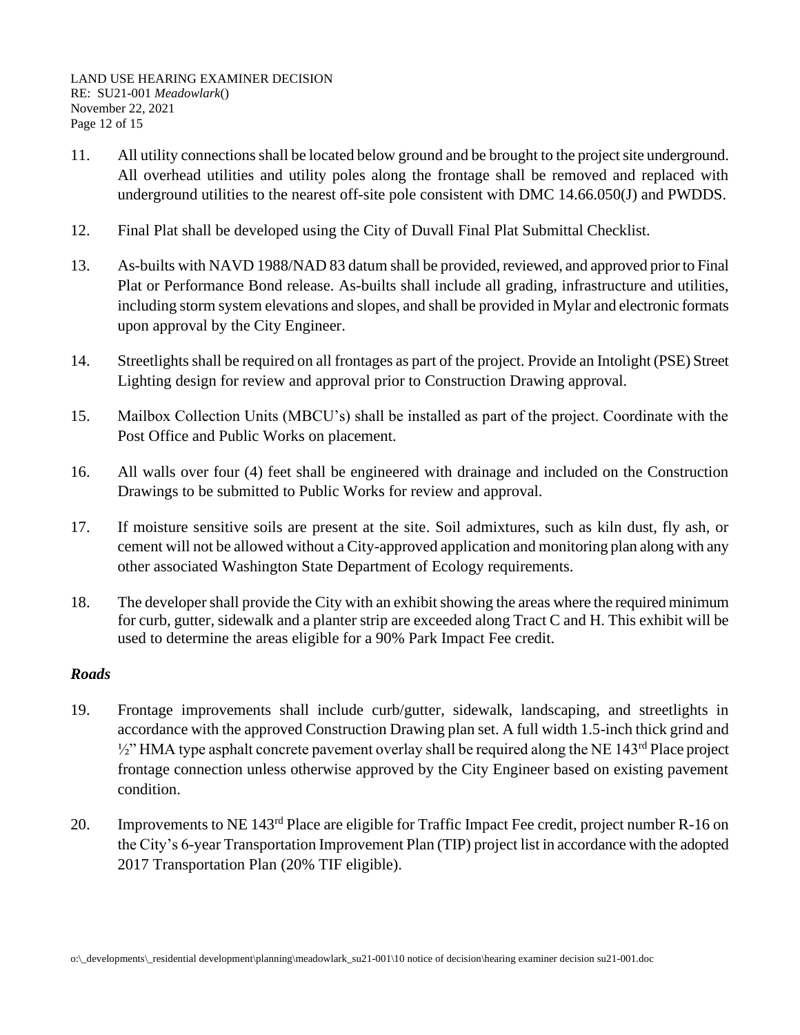11. All utility connections shall be located below ground and be brought to the project site underground. All overhead utilities and utility poles along the frontage shall be removed and replaced with underground utilities to the nearest off-site pole consistent with DMC 14.66.050(J) and PWDDS.

12. Final Plat shall be developed using the City of Duvall Final Plat Submittal Checklist.

13. As-builts with NAVD 1988/NAD 83 datum shall be provided, reviewed, and approved prior to Final Plat or Performance Bond release. As-builts shall include all grading, infrastructure and utilities, including storm system elevations and slopes, and shall be provided in Mylar and electronic formats upon approval by the City Engineer.

14. Streetlights shall be required on all frontages as part of the project. Provide an Intolight (PSE) Street Lighting design for review and approval prior to Construction Drawing approval.

15. Mailbox Collection Units (MBCU's) shall be installed as part of the project. Coordinate with the Post Office and Public Works on placement.

16. All walls over four (4) feet shall be engineered with drainage and included on the Construction Drawings to be submitted to Public Works for review and approval.

17. If moisture sensitive soils are present at the site. Soil admixtures, such as kiln dust, fly ash, or cement will not be allowed without a City-approved application and monitoring plan along with any other associated Washington State Department of Ecology requirements.

18. The developer shall provide the City with an exhibit showing the areas where the required minimum for curb, gutter, sidewalk and a planter strip are exceeded along Tract C and H. This exhibit will be used to determine the areas eligible for a 90% Park Impact Fee credit.

### *Roads*

19. Frontage improvements shall include curb/gutter, sidewalk, landscaping, and streetlights in accordance with the approved Construction Drawing plan set. A full width 1.5-inch thick grind and ½" HMA type asphalt concrete pavement overlay shall be required along the NE 143rd Place project frontage connection unless otherwise approved by the City Engineer based on existing pavement condition.

20. Improvements to NE 143rd Place are eligible for Traffic Impact Fee credit, project number R-16 on the City's 6-year Transportation Improvement Plan (TIP) project list in accordance with the adopted 2017 Transportation Plan (20% TIF eligible).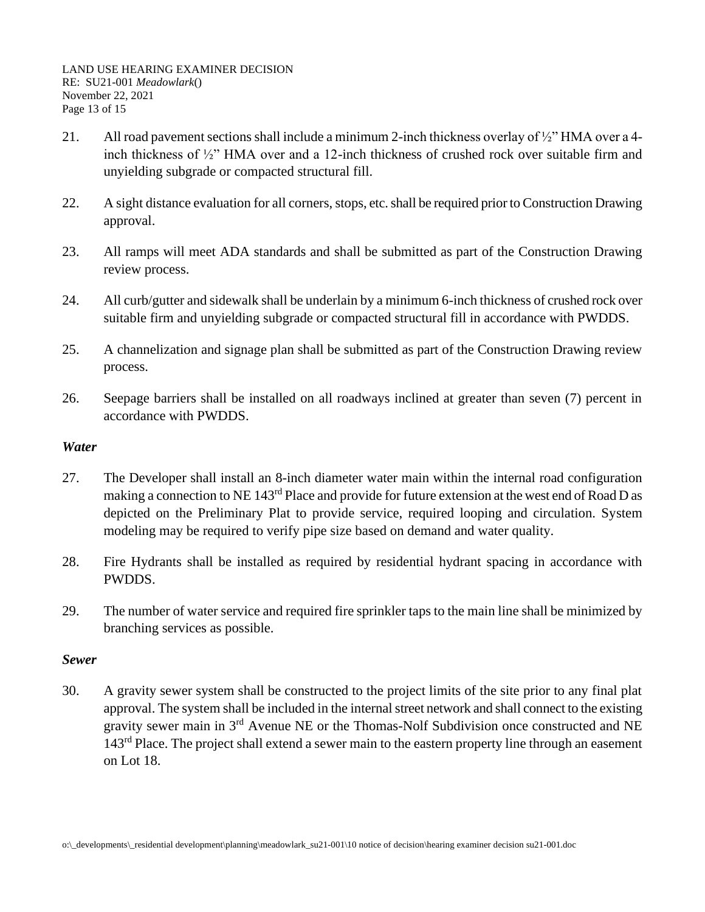21. All road pavement sections shall include a minimum 2-inch thickness overlay of ½" HMA over a 4-inch thickness of ½" HMA over and a 12-inch thickness of crushed rock over suitable firm and unyielding subgrade or compacted structural fill.

22. A sight distance evaluation for all corners, stops, etc. shall be required prior to Construction Drawing approval.

23. All ramps will meet ADA standards and shall be submitted as part of the Construction Drawing review process.

24. All curb/gutter and sidewalk shall be underlain by a minimum 6-inch thickness of crushed rock over suitable firm and unyielding subgrade or compacted structural fill in accordance with PWDDS.

25. A channelization and signage plan shall be submitted as part of the Construction Drawing review process.

26. Seepage barriers shall be installed on all roadways inclined at greater than seven (7) percent in accordance with PWDDS.

***Water***

27. The Developer shall install an 8-inch diameter water main within the internal road configuration making a connection to NE 143rd Place and provide for future extension at the west end of Road D as depicted on the Preliminary Plat to provide service, required looping and circulation. System modeling may be required to verify pipe size based on demand and water quality.

28. Fire Hydrants shall be installed as required by residential hydrant spacing in accordance with PWDDS.

29. The number of water service and required fire sprinkler taps to the main line shall be minimized by branching services as possible.

***Sewer***

30. A gravity sewer system shall be constructed to the project limits of the site prior to any final plat approval. The system shall be included in the internal street network and shall connect to the existing gravity sewer main in 3rd Avenue NE or the Thomas-Nolf Subdivision once constructed and NE 143rd Place. The project shall extend a sewer main to the eastern property line through an easement on Lot 18.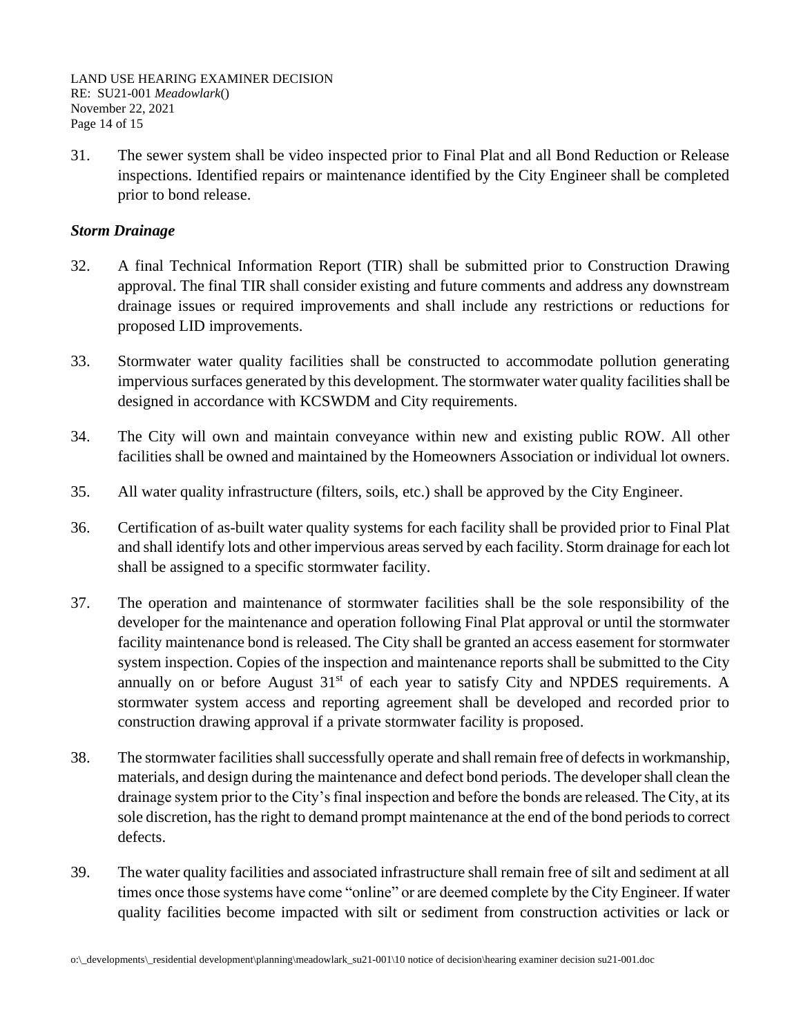31. The sewer system shall be video inspected prior to Final Plat and all Bond Reduction or Release inspections. Identified repairs or maintenance identified by the City Engineer shall be completed prior to bond release.

### *Storm Drainage*

32. A final Technical Information Report (TIR) shall be submitted prior to Construction Drawing approval. The final TIR shall consider existing and future comments and address any downstream drainage issues or required improvements and shall include any restrictions or reductions for proposed LID improvements.

33. Stormwater water quality facilities shall be constructed to accommodate pollution generating impervious surfaces generated by this development. The stormwater water quality facilities shall be designed in accordance with KCSWDM and City requirements.

34. The City will own and maintain conveyance within new and existing public ROW. All other facilities shall be owned and maintained by the Homeowners Association or individual lot owners.

35. All water quality infrastructure (filters, soils, etc.) shall be approved by the City Engineer.

36. Certification of as-built water quality systems for each facility shall be provided prior to Final Plat and shall identify lots and other impervious areas served by each facility. Storm drainage for each lot shall be assigned to a specific stormwater facility.

37. The operation and maintenance of stormwater facilities shall be the sole responsibility of the developer for the maintenance and operation following Final Plat approval or until the stormwater facility maintenance bond is released. The City shall be granted an access easement for stormwater system inspection. Copies of the inspection and maintenance reports shall be submitted to the City annually on or before August 31st of each year to satisfy City and NPDES requirements. A stormwater system access and reporting agreement shall be developed and recorded prior to construction drawing approval if a private stormwater facility is proposed.

38. The stormwater facilities shall successfully operate and shall remain free of defects in workmanship, materials, and design during the maintenance and defect bond periods. The developer shall clean the drainage system prior to the City's final inspection and before the bonds are released. The City, at its sole discretion, has the right to demand prompt maintenance at the end of the bond periods to correct defects.

39. The water quality facilities and associated infrastructure shall remain free of silt and sediment at all times once those systems have come "online" or are deemed complete by the City Engineer. If water quality facilities become impacted with silt or sediment from construction activities or lack or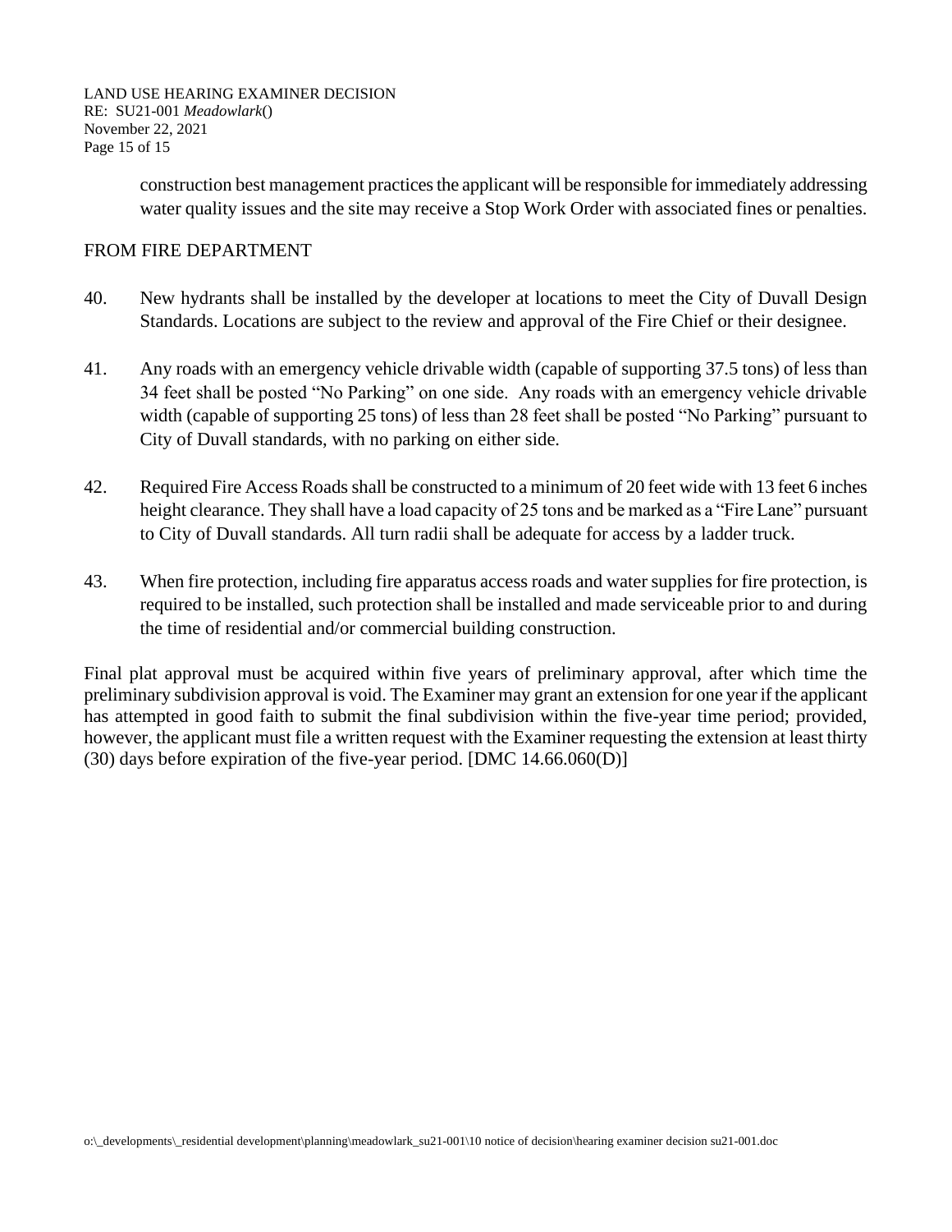construction best management practices the applicant will be responsible for immediately addressing water quality issues and the site may receive a Stop Work Order with associated fines or penalties.

FROM FIRE DEPARTMENT

40. New hydrants shall be installed by the developer at locations to meet the City of Duvall Design Standards. Locations are subject to the review and approval of the Fire Chief or their designee.

41. Any roads with an emergency vehicle drivable width (capable of supporting 37.5 tons) of less than 34 feet shall be posted "No Parking" on one side. Any roads with an emergency vehicle drivable width (capable of supporting 25 tons) of less than 28 feet shall be posted "No Parking" pursuant to City of Duvall standards, with no parking on either side.

42. Required Fire Access Roads shall be constructed to a minimum of 20 feet wide with 13 feet 6 inches height clearance. They shall have a load capacity of 25 tons and be marked as a "Fire Lane" pursuant to City of Duvall standards. All turn radii shall be adequate for access by a ladder truck.

43. When fire protection, including fire apparatus access roads and water supplies for fire protection, is required to be installed, such protection shall be installed and made serviceable prior to and during the time of residential and/or commercial building construction.

Final plat approval must be acquired within five years of preliminary approval, after which time the preliminary subdivision approval is void. The Examiner may grant an extension for one year if the applicant has attempted in good faith to submit the final subdivision within the five-year time period; provided, however, the applicant must file a written request with the Examiner requesting the extension at least thirty (30) days before expiration of the five-year period. [DMC 14.66.060(D)]